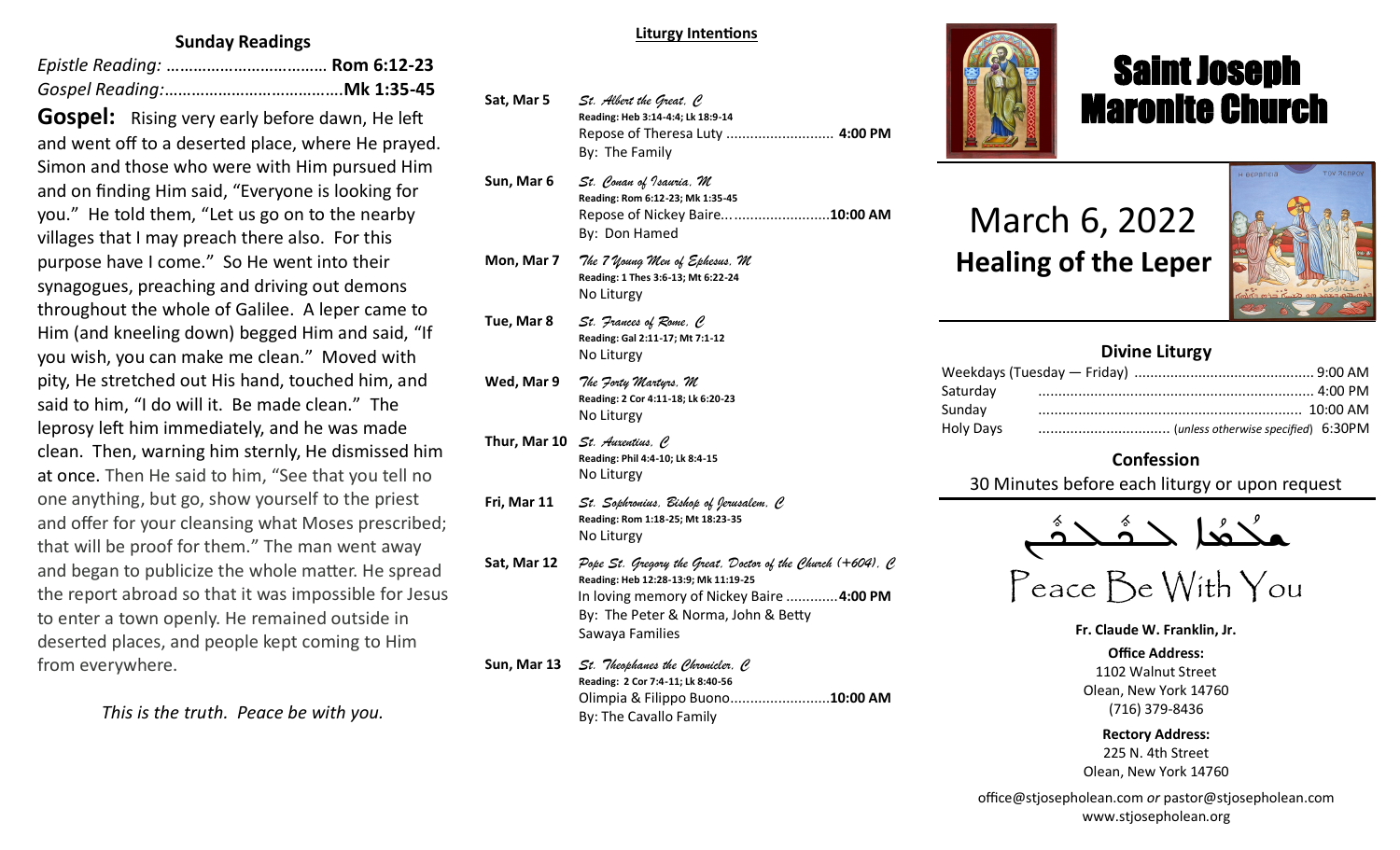## Sunday Readings

*Epistle Reading:* ……………………………… **Rom 6:12-23**
*Gospel Reading:*…………………………………**Mk 1:35-45**

**Gospel:** Rising very early before dawn, He left and went off to a deserted place, where He prayed. Simon and those who were with Him pursued Him and on finding Him said, "Everyone is looking for you." He told them, "Let us go on to the nearby villages that I may preach there also. For this purpose have I come." So He went into their synagogues, preaching and driving out demons throughout the whole of Galilee. A leper came to Him (and kneeling down) begged Him and said, "If you wish, you can make me clean." Moved with pity, He stretched out His hand, touched him, and said to him, "I do will it. Be made clean." The leprosy left him immediately, and he was made clean. Then, warning him sternly, He dismissed him at once. Then He said to him, "See that you tell no one anything, but go, show yourself to the priest and offer for your cleansing what Moses prescribed; that will be proof for them." The man went away and began to publicize the whole matter. He spread the report abroad so that it was impossible for Jesus to enter a town openly. He remained outside in deserted places, and people kept coming to Him from everywhere.

*This is the truth. Peace be with you.*

## Liturgy Intentions

**Sat, Mar 5** — *St. Albert the Great, C*
**Reading: Heb 3:14-4:4; Lk 18:9-14**
Repose of Theresa Luty ........................... **4:00 PM**
By: The Family

**Sun, Mar 6** — *St. Conan of Isauria, M*
**Reading: Rom 6:12-23; Mk 1:35-45**
Repose of Nickey Baire............................**10:00 AM**
By: Don Hamed

**Mon, Mar 7** — *The 7 Young Men of Ephesus, M*
**Reading: 1 Thes 3:6-13; Mt 6:22-24**
No Liturgy

**Tue, Mar 8** — *St. Frances of Rome, C*
**Reading: Gal 2:11-17; Mt 7:1-12**
No Liturgy

**Wed, Mar 9** — *The Forty Martyrs, M*
**Reading: 2 Cor 4:11-18; Lk 6:20-23**
No Liturgy

**Thur, Mar 10** — *St. Auxentius, C*
**Reading: Phil 4:4-10; Lk 8:4-15**
No Liturgy

**Fri, Mar 11** — *St. Sophronius, Bishop of Jerusalem, C*
**Reading: Rom 1:18-25; Mt 18:23-35**
No Liturgy

**Sat, Mar 12** — *Pope St. Gregory the Great, Doctor of the Church (+604), C*
**Reading: Heb 12:28-13:9; Mk 11:19-25**
In loving memory of Nickey Baire .............**4:00 PM**
By: The Peter & Norma, John & Betty Sawaya Families

**Sun, Mar 13** — *St. Theophanes the Chronicler, C*
**Reading: 2 Cor 7:4-11; Lk 8:40-56**
Olimpia & Filippo Buono.........................**10:00 AM**
By: The Cavallo Family

# Saint Joseph Maronite Church

# March 6, 2022
## Healing of the Leper

### Divine Liturgy

| | |
|---|---|
| Weekdays (Tuesday — Friday) | 9:00 AM |
| Saturday | 4:00 PM |
| Sunday | 10:00 AM |
| Holy Days | (*unless otherwise specified*) 6:30PM |

### Confession

30 Minutes before each liturgy or upon request

ܫܠܳܡܳܐ ܠܟ݂ܽܠܟ݂ܽܘܢ

Peace Be With You

**Fr. Claude W. Franklin, Jr.**

**Office Address:**
1102 Walnut Street
Olean, New York 14760
(716) 379-8436

**Rectory Address:**
225 N. 4th Street
Olean, New York 14760

office@stjosepholean.com *or* pastor@stjosepholean.com
www.stjosepholean.org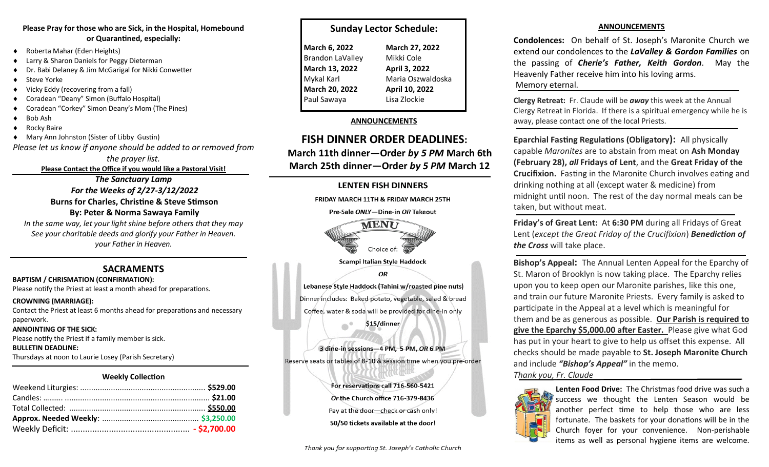**Please Pray for those who are Sick, in the Hospital, Homebound or Quarantined, especially:**

- Roberta Mahar (Eden Heights)
- Larry & Sharon Daniels for Peggy Dieterman
- Dr. Babi Delaney & Jim McGarigal for Nikki Conwetter
- Steve Yorke
- Vicky Eddy (recovering from a fall)
- Coradean "Deany" Simon (Buffalo Hospital)
- Coradean "Corkey" Simon Deany's Mom (The Pines)
- Bob Ash
- Rocky Baire
- Mary Ann Johnston (Sister of Libby Gustin)

*Please let us know if anyone should be added to or removed from the prayer list.*

**Please Contact the Office if you would like a Pastoral Visit!**

***The Sanctuary Lamp***
***For the Weeks of 2/27-3/12/2022***
**Burns for Charles, Christine & Steve Stimson**
**By: Peter & Norma Sawaya Family**

*In the same way, let your light shine before others that they may See your charitable deeds and glorify your Father in Heaven. your Father in Heaven.*

## SACRAMENTS

**BAPTISM / CHRISMATION (CONFIRMATION):**
Please notify the Priest at least a month ahead for preparations.

**CROWNING (MARRIAGE):**
Contact the Priest at least 6 months ahead for preparations and necessary paperwork.

**ANOINTING OF THE SICK:**
Please notify the Priest if a family member is sick.

**BULLETIN DEADLINE:**
Thursdays at noon to Laurie Losey (Parish Secretary)

**Weekly Collection**

| | |
|---|---|
| Weekend Liturgies: | **$529.00** |
| Candles: | **$21.00** |
| Total Collected: | **$550.00** |
| **Approx. Needed Weekly**: | **$3,250.00** |
| Weekly Deficit: | **- $2,700.00** |

## Sunday Lector Schedule:

| | |
|---|---|
| **March 6, 2022** | **March 27, 2022** |
| Brandon LaValley | Mikki Cole |
| **March 13, 2022** | **April 3, 2022** |
| Mykal Karl | Maria Oszwaldoska |
| **March 20, 2022** | **April 10, 2022** |
| Paul Sawaya | Lisa Zlockie |

**ANNOUNCEMENTS**

## FISH DINNER ORDER DEADLINES:

**March 11th dinner—Order *by 5 PM* March 6th**
**March 25th dinner—Order *by 5 PM* March 12**

### LENTEN FISH DINNERS

FRIDAY MARCH 11TH & FRIDAY MARCH 25TH

Pre-Sale *ONLY*—Dine-in *OR* Takeout

MENU

Choice of:

Scampi Italian Style Haddock

*OR*

Lebanese Style Haddock (Tahini w/roasted pine nuts)

Dinner includes: Baked potato, vegetable, salad & bread

Coffee, water & soda will be provided for dine-in only

$15/dinner

3 dine-in sessions—4 PM, 5 PM, *OR* 6 PM

Reserve seats or tables of 8-10 & session time when you pre-order

For reservations call 716-560-5421

*Or* the Church office 716-379-8436

Pay at the door—check or cash only!

50/50 tickets available at the door!

*Thank you for supporting St. Joseph's Catholic Church*

**ANNOUNCEMENTS**

**Condolences:** On behalf of St. Joseph's Maronite Church we extend our condolences to the ***LaValley & Gordon Families*** on the passing of ***Cherie's Father, Keith Gordon***. May the Heavenly Father receive him into his loving arms. Memory eternal.

**Clergy Retreat:** Fr. Claude will be ***away*** this week at the Annual Clergy Retreat in Florida. If there is a spiritual emergency while he is away, please contact one of the local Priests.

**Eparchial Fasting Regulations (Obligatory):** All physically capable *Maronites* are to abstain from meat on **Ash Monday (February 28), *all* Fridays of Lent**, and the **Great Friday of the Crucifixion.** Fasting in the Maronite Church involves eating and drinking nothing at all (except water & medicine) from midnight until noon. The rest of the day normal meals can be taken, but without meat.

**Friday's of Great Lent:** At **6:30 PM** during all Fridays of Great Lent (*except the Great Friday of the Crucifixion*) ***Benediction of the Cross*** will take place.

**Bishop's Appeal:** The Annual Lenten Appeal for the Eparchy of St. Maron of Brooklyn is now taking place. The Eparchy relies upon you to keep open our Maronite parishes, like this one, and train our future Maronite Priests. Every family is asked to participate in the Appeal at a level which is meaningful for them and be as generous as possible. **Our Parish is required to give the Eparchy $5,000.00 after Easter.** Please give what God has put in your heart to give to help us offset this expense. All checks should be made payable to **St. Joseph Maronite Church** and include ***"Bishop's Appeal"*** in the memo.
*Thank you, Fr. Claude*

**Lenten Food Drive:** The Christmas food drive was such a success we thought the Lenten Season would be another perfect time to help those who are less fortunate. The baskets for your donations will be in the Church foyer for your convenience. Non-perishable items as well as personal hygiene items are welcome.